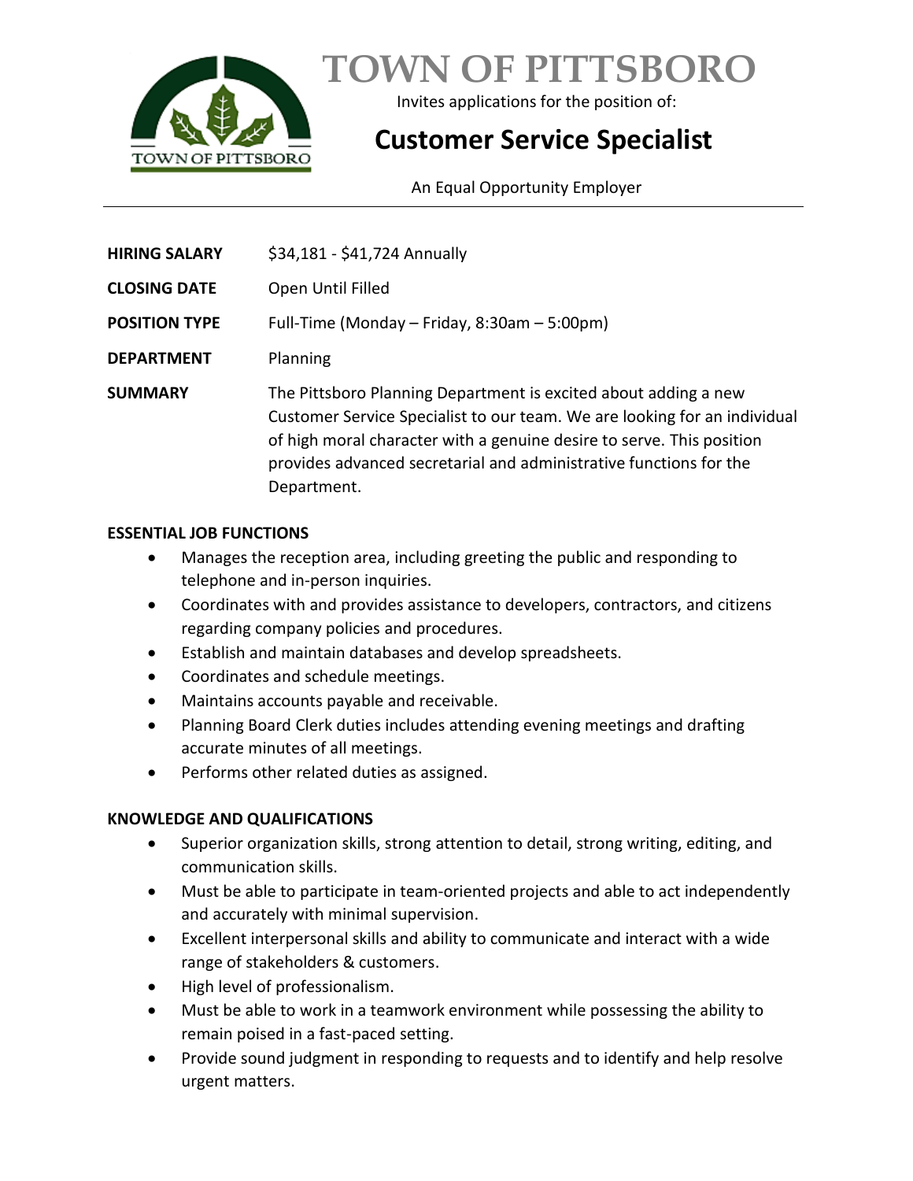# TOWN OF PITTSBORO

Invites applications for the position of:

## Customer Service Specialist

An Equal Opportunity Employer

---

| | |
|---|---|
| **HIRING SALARY** | $34,181 - $41,724 Annually |
| **CLOSING DATE** | Open Until Filled |
| **POSITION TYPE** | Full-Time (Monday – Friday, 8:30am – 5:00pm) |
| **DEPARTMENT** | Planning |
| **SUMMARY** | The Pittsboro Planning Department is excited about adding a new Customer Service Specialist to our team. We are looking for an individual of high moral character with a genuine desire to serve. This position provides advanced secretarial and administrative functions for the Department. |

### ESSENTIAL JOB FUNCTIONS

- Manages the reception area, including greeting the public and responding to telephone and in-person inquiries.
- Coordinates with and provides assistance to developers, contractors, and citizens regarding company policies and procedures.
- Establish and maintain databases and develop spreadsheets.
- Coordinates and schedule meetings.
- Maintains accounts payable and receivable.
- Planning Board Clerk duties includes attending evening meetings and drafting accurate minutes of all meetings.
- Performs other related duties as assigned.

### KNOWLEDGE AND QUALIFICATIONS

- Superior organization skills, strong attention to detail, strong writing, editing, and communication skills.
- Must be able to participate in team-oriented projects and able to act independently and accurately with minimal supervision.
- Excellent interpersonal skills and ability to communicate and interact with a wide range of stakeholders & customers.
- High level of professionalism.
- Must be able to work in a teamwork environment while possessing the ability to remain poised in a fast-paced setting.
- Provide sound judgment in responding to requests and to identify and help resolve urgent matters.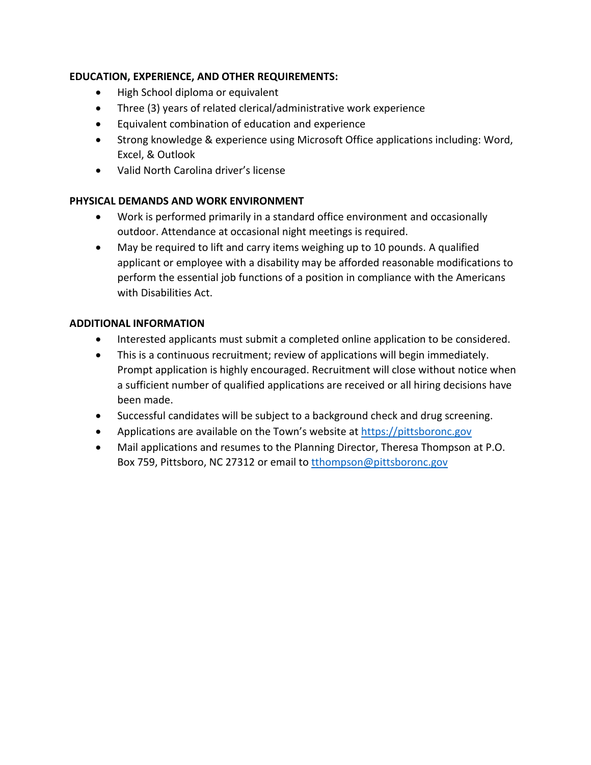**EDUCATION, EXPERIENCE, AND OTHER REQUIREMENTS:**

- High School diploma or equivalent
- Three (3) years of related clerical/administrative work experience
- Equivalent combination of education and experience
- Strong knowledge & experience using Microsoft Office applications including: Word, Excel, & Outlook
- Valid North Carolina driver's license

**PHYSICAL DEMANDS AND WORK ENVIRONMENT**

- Work is performed primarily in a standard office environment and occasionally outdoor. Attendance at occasional night meetings is required.
- May be required to lift and carry items weighing up to 10 pounds. A qualified applicant or employee with a disability may be afforded reasonable modifications to perform the essential job functions of a position in compliance with the Americans with Disabilities Act.

**ADDITIONAL INFORMATION**

- Interested applicants must submit a completed online application to be considered.
- This is a continuous recruitment; review of applications will begin immediately. Prompt application is highly encouraged. Recruitment will close without notice when a sufficient number of qualified applications are received or all hiring decisions have been made.
- Successful candidates will be subject to a background check and drug screening.
- Applications are available on the Town's website at https://pittsboronc.gov
- Mail applications and resumes to the Planning Director, Theresa Thompson at P.O. Box 759, Pittsboro, NC 27312 or email to tthompson@pittsboronc.gov